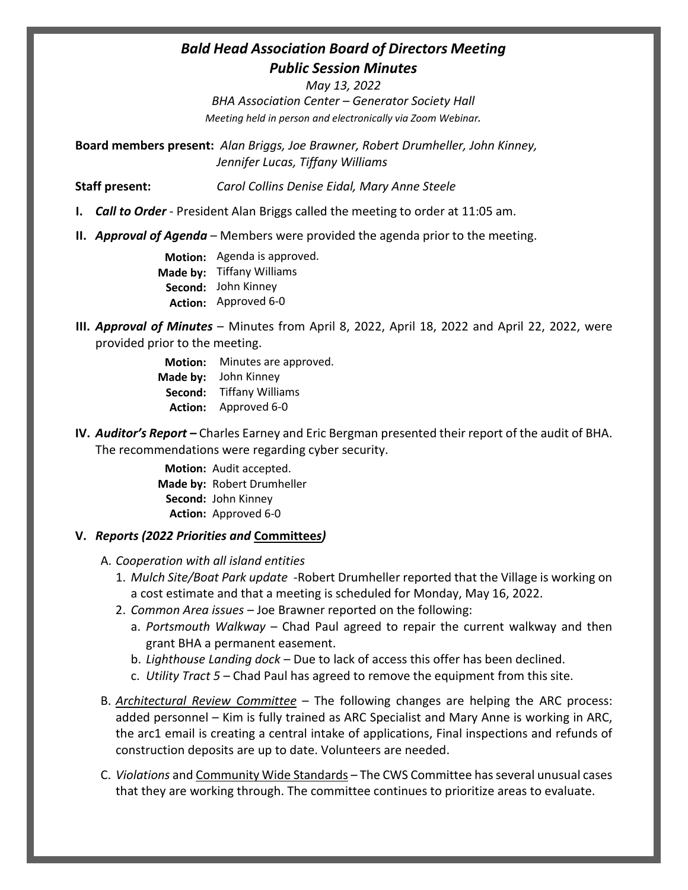# *Bald Head Association Board of Directors Meeting*
## *Public Session Minutes*

*May 13, 2022*
*BHA Association Center – Generator Society Hall*
*Meeting held in person and electronically via Zoom Webinar.*

**Board members present:** *Alan Briggs, Joe Brawner, Robert Drumheller, John Kinney, Jennifer Lucas, Tiffany Williams*

**Staff present:** *Carol Collins Denise Eidal, Mary Anne Steele*

**I.** ***Call to Order*** - President Alan Briggs called the meeting to order at 11:05 am.

**II.** ***Approval of Agenda*** – Members were provided the agenda prior to the meeting.

**Motion:** Agenda is approved.
**Made by:** Tiffany Williams
**Second:** John Kinney
**Action:** Approved 6-0

**III.** ***Approval of Minutes*** – Minutes from April 8, 2022, April 18, 2022 and April 22, 2022, were provided prior to the meeting.

**Motion:** Minutes are approved.
**Made by:** John Kinney
**Second:** Tiffany Williams
**Action:** Approved 6-0

**IV.** ***Auditor's Report –*** Charles Earney and Eric Bergman presented their report of the audit of BHA. The recommendations were regarding cyber security.

**Motion:** Audit accepted.
**Made by:** Robert Drumheller
**Second:** John Kinney
**Action:** Approved 6-0

**V.** ***Reports (2022 Priorities and*** **<u>Committees</u>*)***

A. *Cooperation with all island entities*
   1. *Mulch Site/Boat Park update* -Robert Drumheller reported that the Village is working on a cost estimate and that a meeting is scheduled for Monday, May 16, 2022.
   2. *Common Area issues* – Joe Brawner reported on the following:
      a. *Portsmouth Walkway* – Chad Paul agreed to repair the current walkway and then grant BHA a permanent easement.
      b. *Lighthouse Landing dock* – Due to lack of access this offer has been declined.
      c. *Utility Tract 5* – Chad Paul has agreed to remove the equipment from this site.

B. *<u>Architectural Review Committee</u>* – The following changes are helping the ARC process: added personnel – Kim is fully trained as ARC Specialist and Mary Anne is working in ARC, the arc1 email is creating a central intake of applications, Final inspections and refunds of construction deposits are up to date. Volunteers are needed.

C. *Violations* and <u>Community Wide Standards</u> – The CWS Committee has several unusual cases that they are working through. The committee continues to prioritize areas to evaluate.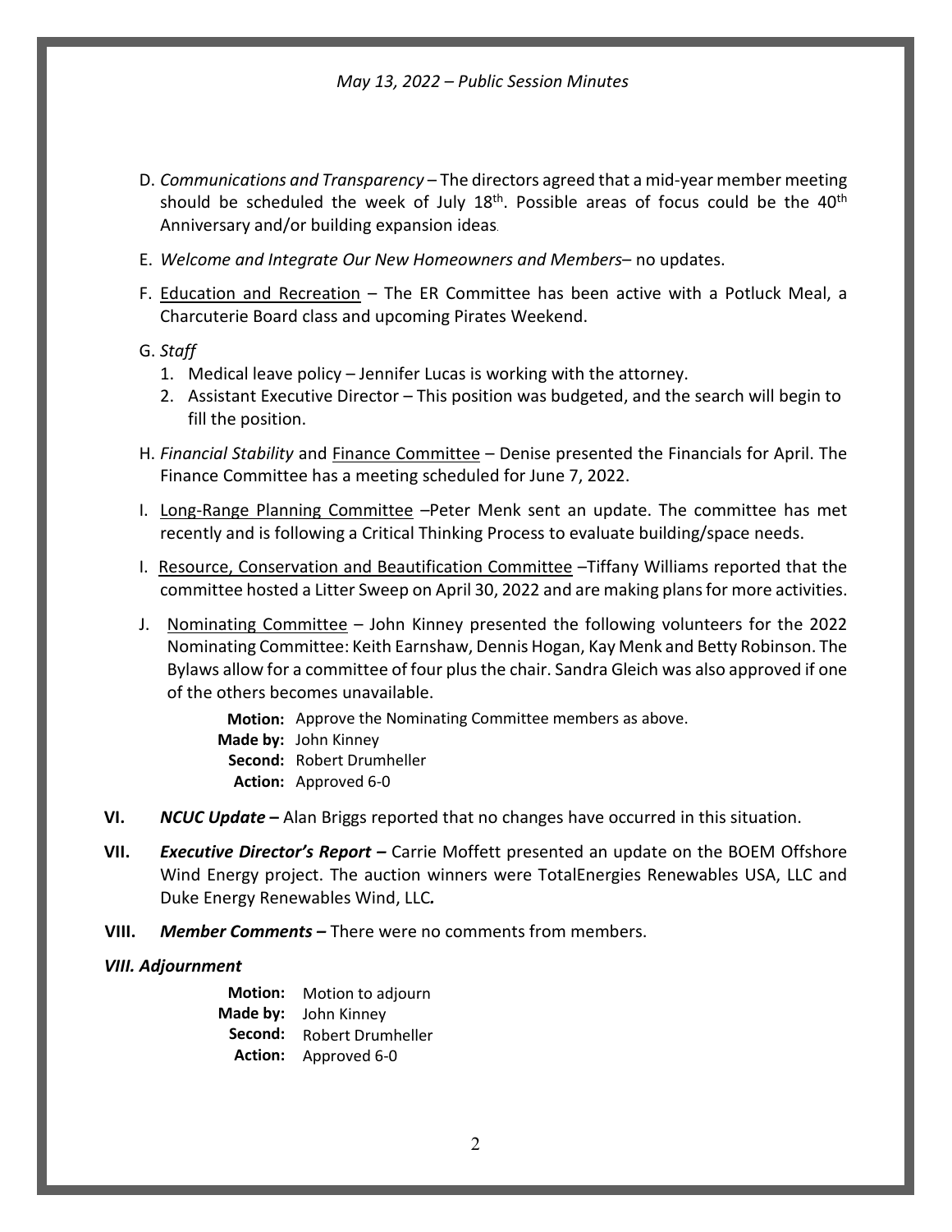D. *Communications and Transparency* – The directors agreed that a mid-year member meeting should be scheduled the week of July 18th. Possible areas of focus could be the 40th Anniversary and/or building expansion ideas.

E. *Welcome and Integrate Our New Homeowners and Members*– no updates.

F. Education and Recreation – The ER Committee has been active with a Potluck Meal, a Charcuterie Board class and upcoming Pirates Weekend.

G. *Staff*

1. Medical leave policy – Jennifer Lucas is working with the attorney.
2. Assistant Executive Director – This position was budgeted, and the search will begin to fill the position.

H. *Financial Stability* and Finance Committee – Denise presented the Financials for April. The Finance Committee has a meeting scheduled for June 7, 2022.

I. Long-Range Planning Committee –Peter Menk sent an update. The committee has met recently and is following a Critical Thinking Process to evaluate building/space needs.

I. Resource, Conservation and Beautification Committee –Tiffany Williams reported that the committee hosted a Litter Sweep on April 30, 2022 and are making plans for more activities.

J. Nominating Committee – John Kinney presented the following volunteers for the 2022 Nominating Committee: Keith Earnshaw, Dennis Hogan, Kay Menk and Betty Robinson. The Bylaws allow for a committee of four plus the chair. Sandra Gleich was also approved if one of the others becomes unavailable.

**Motion:** Approve the Nominating Committee members as above.
**Made by:** John Kinney
**Second:** Robert Drumheller
**Action:** Approved 6-0

**VI.** ***NCUC Update –*** Alan Briggs reported that no changes have occurred in this situation.

**VII.** ***Executive Director's Report –*** Carrie Moffett presented an update on the BOEM Offshore Wind Energy project. The auction winners were TotalEnergies Renewables USA, LLC and Duke Energy Renewables Wind, LLC.

**VIII.** ***Member Comments –*** There were no comments from members.

***VIII. Adjournment***

**Motion:** Motion to adjourn
**Made by:** John Kinney
**Second:** Robert Drumheller
**Action:** Approved 6-0